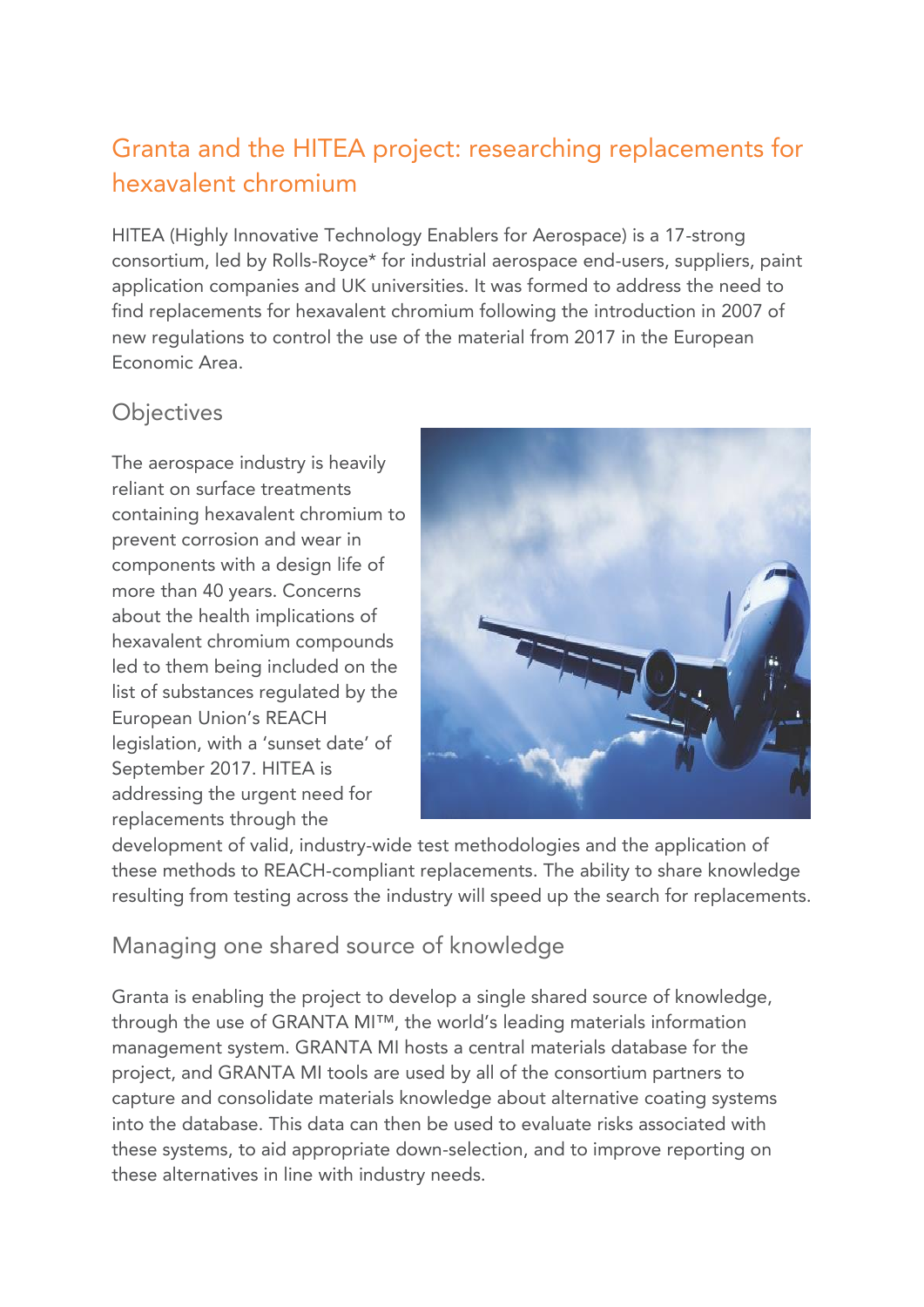# Granta and the HITEA project: researching replacements for hexavalent chromium

HITEA (Highly Innovative Technology Enablers for Aerospace) is a 17-strong consortium, led by Rolls-Royce* for industrial aerospace end-users, suppliers, paint application companies and UK universities. It was formed to address the need to find replacements for hexavalent chromium following the introduction in 2007 of new regulations to control the use of the material from 2017 in the European Economic Area.

## Objectives

The aerospace industry is heavily reliant on surface treatments containing hexavalent chromium to prevent corrosion and wear in components with a design life of more than 40 years. Concerns about the health implications of hexavalent chromium compounds led to them being included on the list of substances regulated by the European Union's REACH legislation, with a 'sunset date' of September 2017. HITEA is addressing the urgent need for replacements through the development of valid, industry-wide test methodologies and the application of these methods to REACH-compliant replacements. The ability to share knowledge resulting from testing across the industry will speed up the search for replacements.

## Managing one shared source of knowledge

Granta is enabling the project to develop a single shared source of knowledge, through the use of GRANTA MI™, the world's leading materials information management system. GRANTA MI hosts a central materials database for the project, and GRANTA MI tools are used by all of the consortium partners to capture and consolidate materials knowledge about alternative coating systems into the database. This data can then be used to evaluate risks associated with these systems, to aid appropriate down-selection, and to improve reporting on these alternatives in line with industry needs.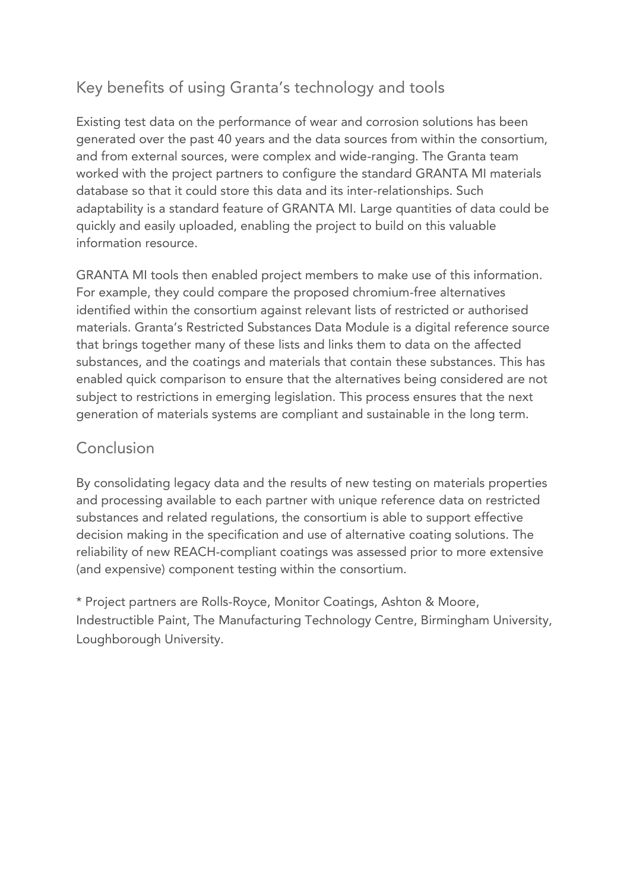## Key benefits of using Granta's technology and tools

Existing test data on the performance of wear and corrosion solutions has been generated over the past 40 years and the data sources from within the consortium, and from external sources, were complex and wide-ranging. The Granta team worked with the project partners to configure the standard GRANTA MI materials database so that it could store this data and its inter-relationships. Such adaptability is a standard feature of GRANTA MI. Large quantities of data could be quickly and easily uploaded, enabling the project to build on this valuable information resource.

GRANTA MI tools then enabled project members to make use of this information. For example, they could compare the proposed chromium-free alternatives identified within the consortium against relevant lists of restricted or authorised materials. Granta's Restricted Substances Data Module is a digital reference source that brings together many of these lists and links them to data on the affected substances, and the coatings and materials that contain these substances. This has enabled quick comparison to ensure that the alternatives being considered are not subject to restrictions in emerging legislation. This process ensures that the next generation of materials systems are compliant and sustainable in the long term.

## Conclusion

By consolidating legacy data and the results of new testing on materials properties and processing available to each partner with unique reference data on restricted substances and related regulations, the consortium is able to support effective decision making in the specification and use of alternative coating solutions. The reliability of new REACH-compliant coatings was assessed prior to more extensive (and expensive) component testing within the consortium.

* Project partners are Rolls-Royce, Monitor Coatings, Ashton & Moore, Indestructible Paint, The Manufacturing Technology Centre, Birmingham University, Loughborough University.